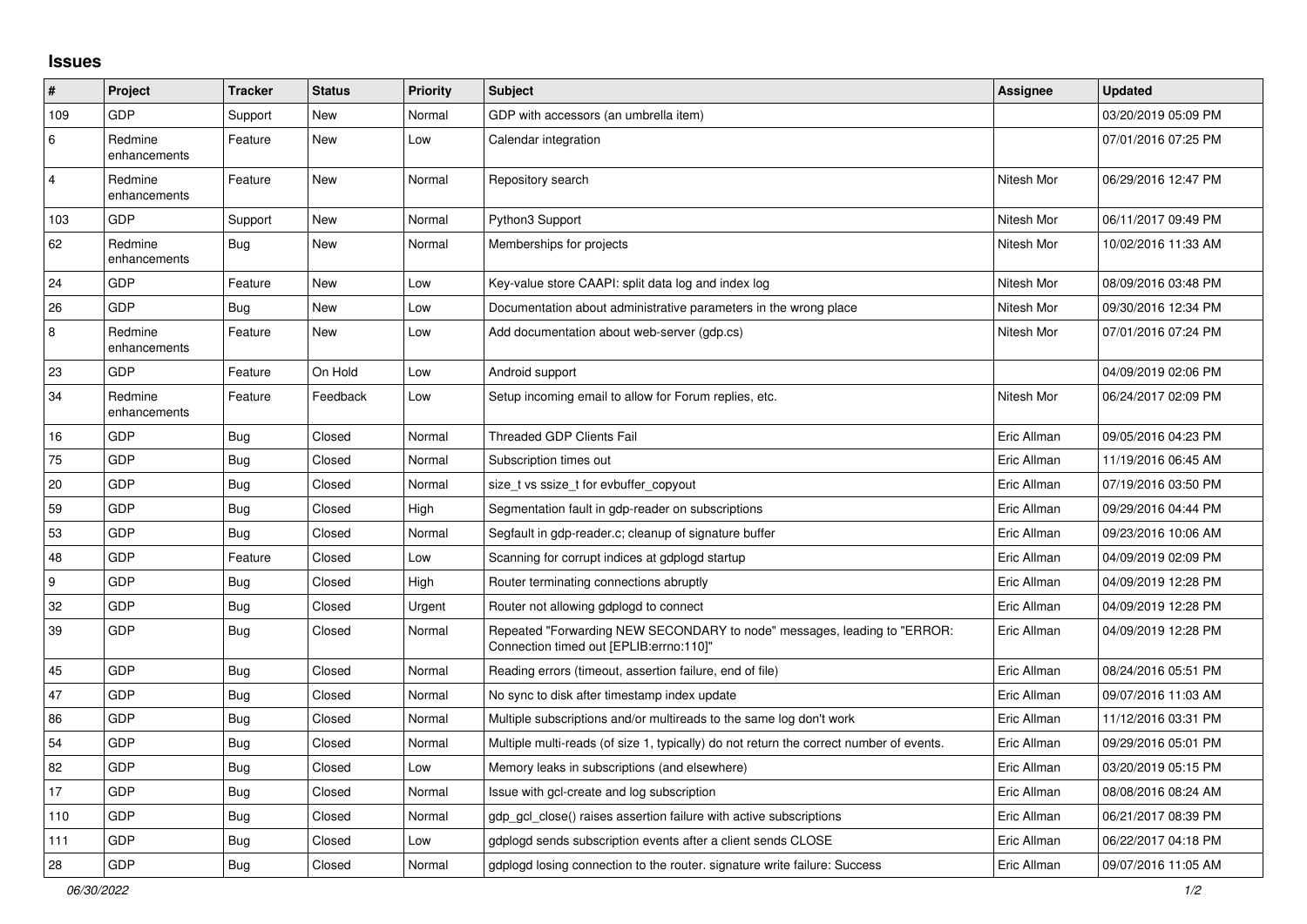## Issues

| # | Project | Tracker | Status | Priority | Subject | Assignee | Updated |
|---|---|---|---|---|---|---|---|
| 109 | GDP | Support | New | Normal | GDP with accessors (an umbrella item) | | 03/20/2019 05:09 PM |
| 6 | Redmine enhancements | Feature | New | Low | Calendar integration | | 07/01/2016 07:25 PM |
| 4 | Redmine enhancements | Feature | New | Normal | Repository search | Nitesh Mor | 06/29/2016 12:47 PM |
| 103 | GDP | Support | New | Normal | Python3 Support | Nitesh Mor | 06/11/2017 09:49 PM |
| 62 | Redmine enhancements | Bug | New | Normal | Memberships for projects | Nitesh Mor | 10/02/2016 11:33 AM |
| 24 | GDP | Feature | New | Low | Key-value store CAAPI: split data log and index log | Nitesh Mor | 08/09/2016 03:48 PM |
| 26 | GDP | Bug | New | Low | Documentation about administrative parameters in the wrong place | Nitesh Mor | 09/30/2016 12:34 PM |
| 8 | Redmine enhancements | Feature | New | Low | Add documentation about web-server (gdp.cs) | Nitesh Mor | 07/01/2016 07:24 PM |
| 23 | GDP | Feature | On Hold | Low | Android support | | 04/09/2019 02:06 PM |
| 34 | Redmine enhancements | Feature | Feedback | Low | Setup incoming email to allow for Forum replies, etc. | Nitesh Mor | 06/24/2017 02:09 PM |
| 16 | GDP | Bug | Closed | Normal | Threaded GDP Clients Fail | Eric Allman | 09/05/2016 04:23 PM |
| 75 | GDP | Bug | Closed | Normal | Subscription times out | Eric Allman | 11/19/2016 06:45 AM |
| 20 | GDP | Bug | Closed | Normal | size_t vs ssize_t for evbuffer_copyout | Eric Allman | 07/19/2016 03:50 PM |
| 59 | GDP | Bug | Closed | High | Segmentation fault in gdp-reader on subscriptions | Eric Allman | 09/29/2016 04:44 PM |
| 53 | GDP | Bug | Closed | Normal | Segfault in gdp-reader.c; cleanup of signature buffer | Eric Allman | 09/23/2016 10:06 AM |
| 48 | GDP | Feature | Closed | Low | Scanning for corrupt indices at gdplogd startup | Eric Allman | 04/09/2019 02:09 PM |
| 9 | GDP | Bug | Closed | High | Router terminating connections abruptly | Eric Allman | 04/09/2019 12:28 PM |
| 32 | GDP | Bug | Closed | Urgent | Router not allowing gdplogd to connect | Eric Allman | 04/09/2019 12:28 PM |
| 39 | GDP | Bug | Closed | Normal | Repeated "Forwarding NEW SECONDARY to node" messages, leading to "ERROR: Connection timed out [EPLIB:errno:110]" | Eric Allman | 04/09/2019 12:28 PM |
| 45 | GDP | Bug | Closed | Normal | Reading errors (timeout, assertion failure, end of file) | Eric Allman | 08/24/2016 05:51 PM |
| 47 | GDP | Bug | Closed | Normal | No sync to disk after timestamp index update | Eric Allman | 09/07/2016 11:03 AM |
| 86 | GDP | Bug | Closed | Normal | Multiple subscriptions and/or multireads to the same log don't work | Eric Allman | 11/12/2016 03:31 PM |
| 54 | GDP | Bug | Closed | Normal | Multiple multi-reads (of size 1, typically) do not return the correct number of events. | Eric Allman | 09/29/2016 05:01 PM |
| 82 | GDP | Bug | Closed | Low | Memory leaks in subscriptions (and elsewhere) | Eric Allman | 03/20/2019 05:15 PM |
| 17 | GDP | Bug | Closed | Normal | Issue with gcl-create and log subscription | Eric Allman | 08/08/2016 08:24 AM |
| 110 | GDP | Bug | Closed | Normal | gdp_gcl_close() raises assertion failure with active subscriptions | Eric Allman | 06/21/2017 08:39 PM |
| 111 | GDP | Bug | Closed | Low | gdplogd sends subscription events after a client sends CLOSE | Eric Allman | 06/22/2017 04:18 PM |
| 28 | GDP | Bug | Closed | Normal | gdplogd losing connection to the router. signature write failure: Success | Eric Allman | 09/07/2016 11:05 AM |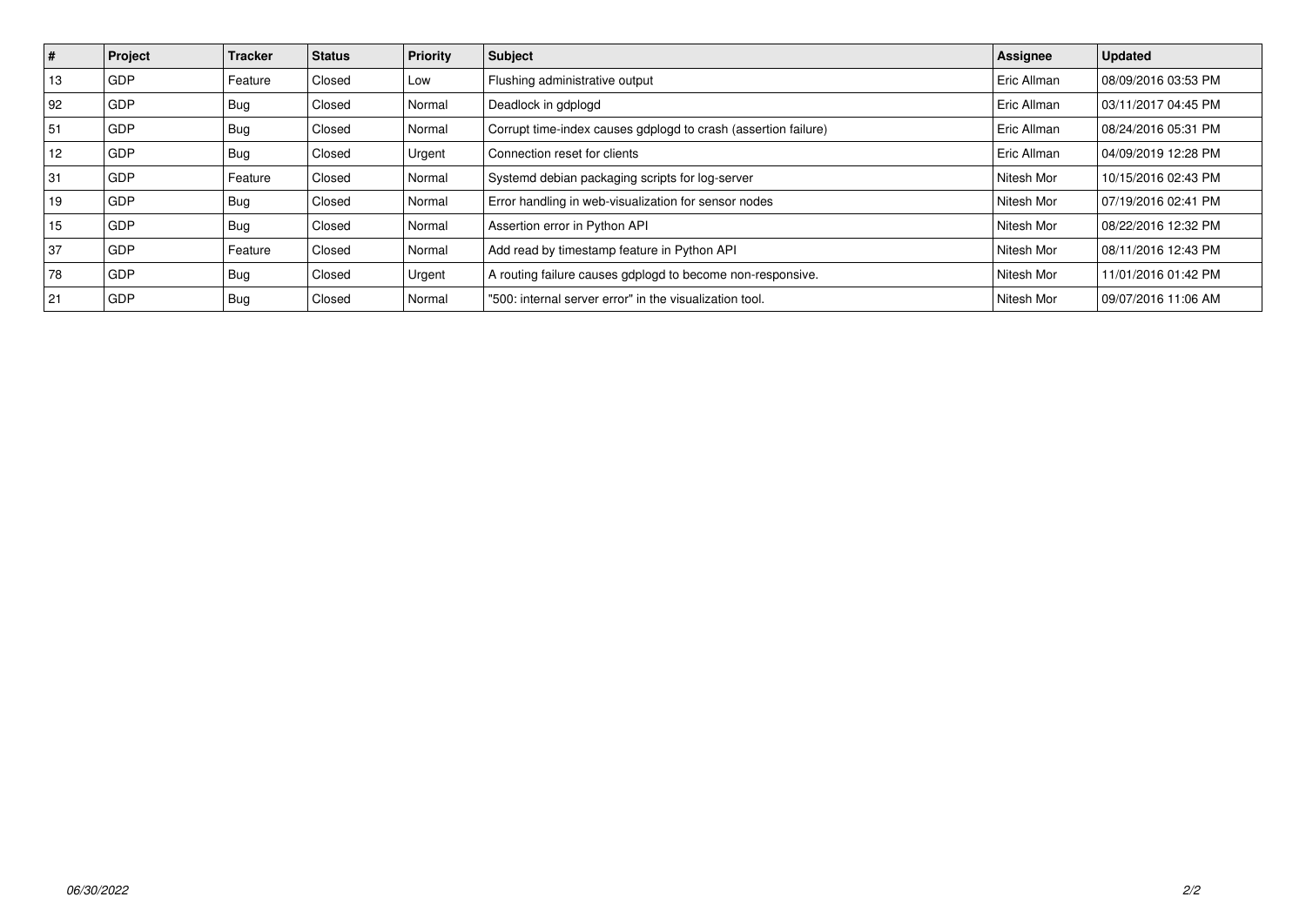| # | Project | Tracker | Status | Priority | Subject | Assignee | Updated |
|---|---|---|---|---|---|---|---|
| 13 | GDP | Feature | Closed | Low | Flushing administrative output | Eric Allman | 08/09/2016 03:53 PM |
| 92 | GDP | Bug | Closed | Normal | Deadlock in gdplogd | Eric Allman | 03/11/2017 04:45 PM |
| 51 | GDP | Bug | Closed | Normal | Corrupt time-index causes gdplogd to crash (assertion failure) | Eric Allman | 08/24/2016 05:31 PM |
| 12 | GDP | Bug | Closed | Urgent | Connection reset for clients | Eric Allman | 04/09/2019 12:28 PM |
| 31 | GDP | Feature | Closed | Normal | Systemd debian packaging scripts for log-server | Nitesh Mor | 10/15/2016 02:43 PM |
| 19 | GDP | Bug | Closed | Normal | Error handling in web-visualization for sensor nodes | Nitesh Mor | 07/19/2016 02:41 PM |
| 15 | GDP | Bug | Closed | Normal | Assertion error in Python API | Nitesh Mor | 08/22/2016 12:32 PM |
| 37 | GDP | Feature | Closed | Normal | Add read by timestamp feature in Python API | Nitesh Mor | 08/11/2016 12:43 PM |
| 78 | GDP | Bug | Closed | Urgent | A routing failure causes gdplogd to become non-responsive. | Nitesh Mor | 11/01/2016 01:42 PM |
| 21 | GDP | Bug | Closed | Normal | "500: internal server error" in the visualization tool. | Nitesh Mor | 09/07/2016 11:06 AM |